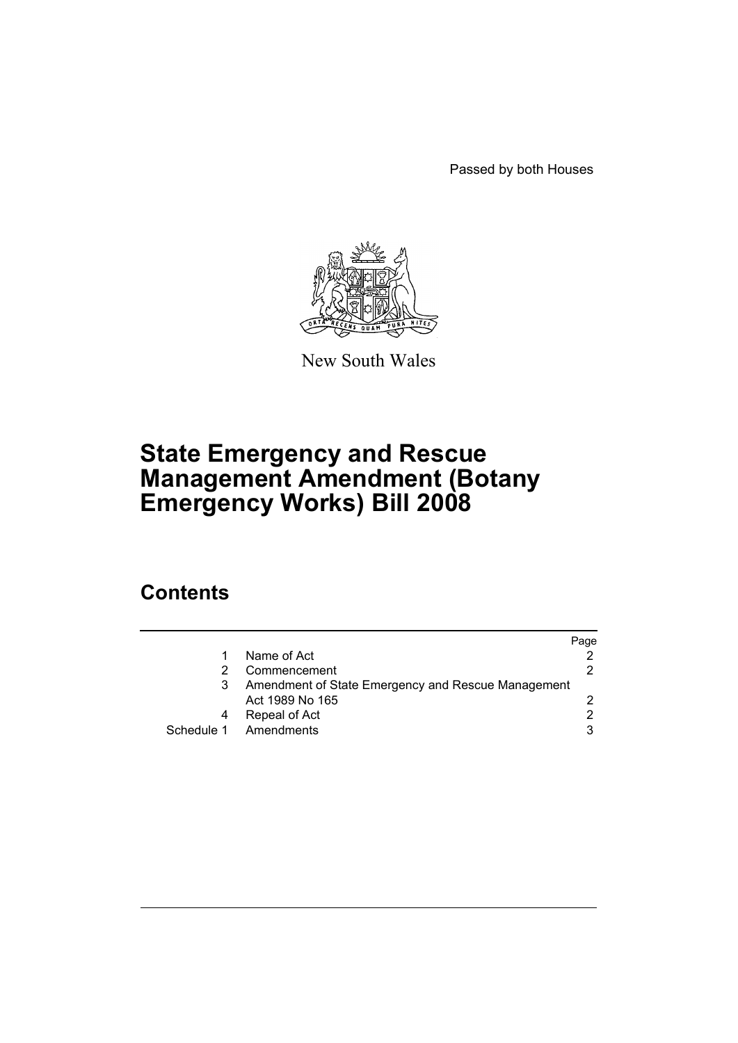Passed by both Houses

New South Wales

# State Emergency and Rescue Management Amendment (Botany Emergency Works) Bill 2008

## Contents

| | | Page |
|---|---|---|
| 1 | Name of Act | 2 |
| 2 | Commencement | 2 |
| 3 | Amendment of State Emergency and Rescue Management Act 1989 No 165 | 2 |
| 4 | Repeal of Act | 2 |
| Schedule 1 | Amendments | 3 |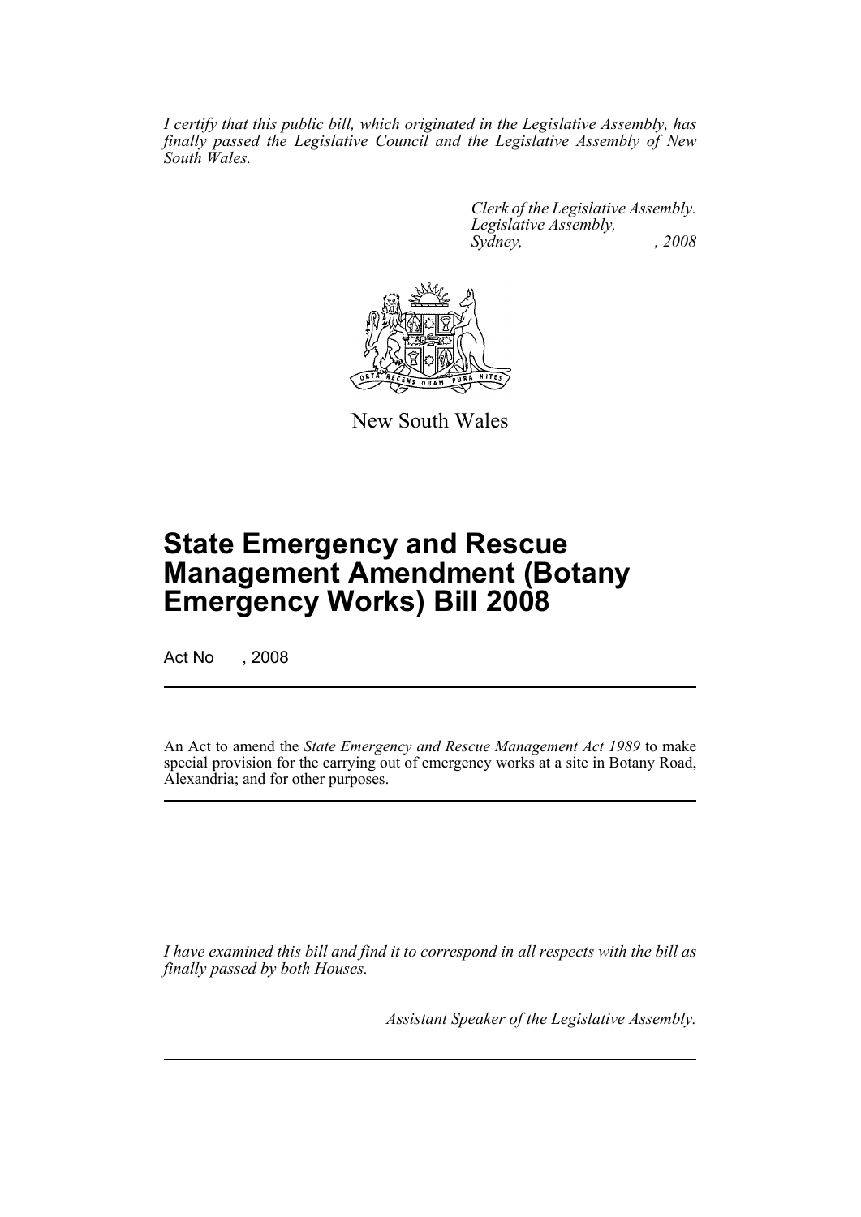*I certify that this public bill, which originated in the Legislative Assembly, has finally passed the Legislative Council and the Legislative Assembly of New South Wales.*

*Clerk of the Legislative Assembly.*
*Legislative Assembly,*
*Sydney, , 2008*

New South Wales

# State Emergency and Rescue Management Amendment (Botany Emergency Works) Bill 2008

Act No , 2008

An Act to amend the *State Emergency and Rescue Management Act 1989* to make special provision for the carrying out of emergency works at a site in Botany Road, Alexandria; and for other purposes.

*I have examined this bill and find it to correspond in all respects with the bill as finally passed by both Houses.*

*Assistant Speaker of the Legislative Assembly.*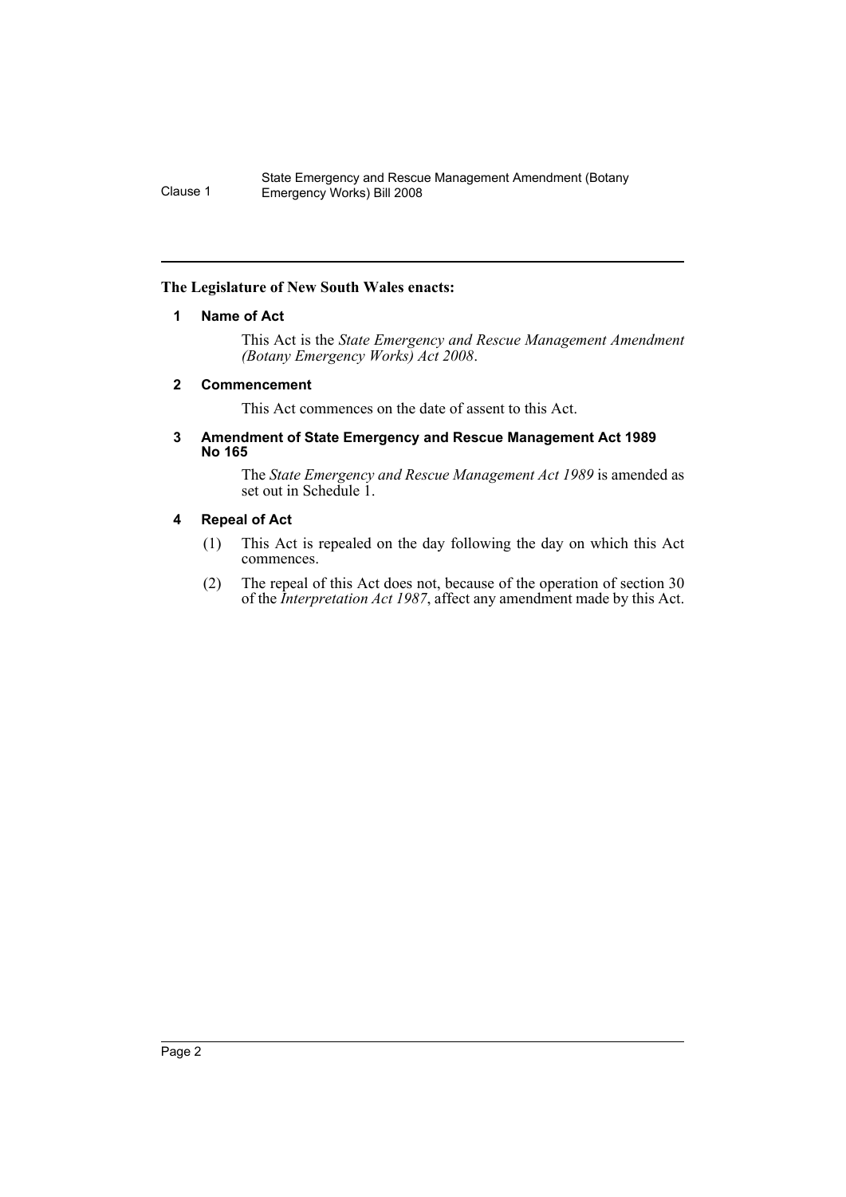**The Legislature of New South Wales enacts:**

### 1 Name of Act

This Act is the *State Emergency and Rescue Management Amendment (Botany Emergency Works) Act 2008*.

### 2 Commencement

This Act commences on the date of assent to this Act.

### 3 Amendment of State Emergency and Rescue Management Act 1989 No 165

The *State Emergency and Rescue Management Act 1989* is amended as set out in Schedule 1.

### 4 Repeal of Act

(1) This Act is repealed on the day following the day on which this Act commences.

(2) The repeal of this Act does not, because of the operation of section 30 of the *Interpretation Act 1987*, affect any amendment made by this Act.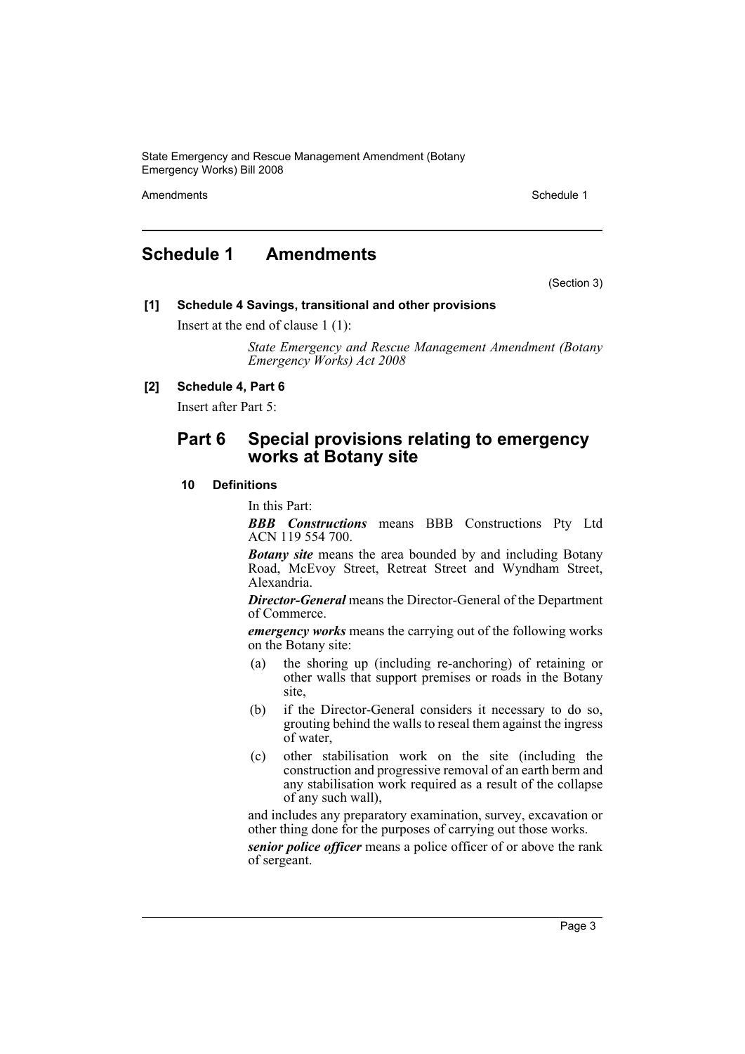## Schedule 1 Amendments

(Section 3)

**[1] Schedule 4 Savings, transitional and other provisions**

Insert at the end of clause 1 (1):

> *State Emergency and Rescue Management Amendment (Botany Emergency Works) Act 2008*

**[2] Schedule 4, Part 6**

Insert after Part 5:

### Part 6 Special provisions relating to emergency works at Botany site

#### 10 Definitions

In this Part:

***BBB Constructions*** means BBB Constructions Pty Ltd ACN 119 554 700.

***Botany site*** means the area bounded by and including Botany Road, McEvoy Street, Retreat Street and Wyndham Street, Alexandria.

***Director-General*** means the Director-General of the Department of Commerce.

***emergency works*** means the carrying out of the following works on the Botany site:

- (a) the shoring up (including re-anchoring) of retaining or other walls that support premises or roads in the Botany site,
- (b) if the Director-General considers it necessary to do so, grouting behind the walls to reseal them against the ingress of water,
- (c) other stabilisation work on the site (including the construction and progressive removal of an earth berm and any stabilisation work required as a result of the collapse of any such wall),

and includes any preparatory examination, survey, excavation or other thing done for the purposes of carrying out those works.

***senior police officer*** means a police officer of or above the rank of sergeant.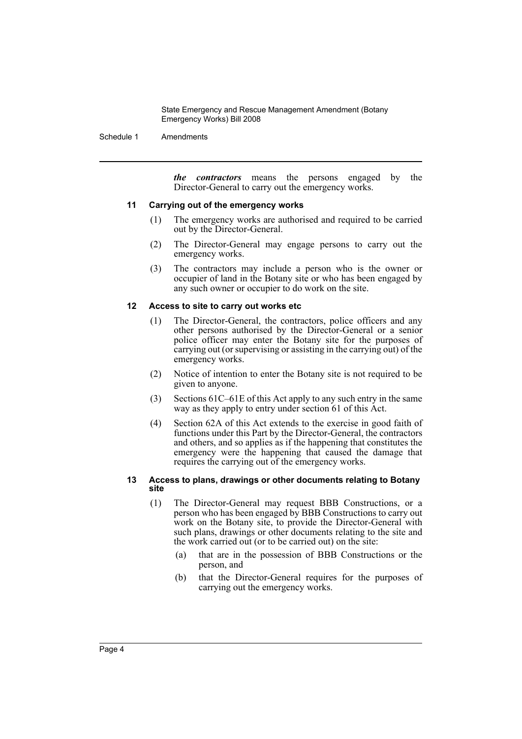***the contractors*** means the persons engaged by the Director-General to carry out the emergency works.

### 11 Carrying out of the emergency works

(1) The emergency works are authorised and required to be carried out by the Director-General.

(2) The Director-General may engage persons to carry out the emergency works.

(3) The contractors may include a person who is the owner or occupier of land in the Botany site or who has been engaged by any such owner or occupier to do work on the site.

### 12 Access to site to carry out works etc

(1) The Director-General, the contractors, police officers and any other persons authorised by the Director-General or a senior police officer may enter the Botany site for the purposes of carrying out (or supervising or assisting in the carrying out) of the emergency works.

(2) Notice of intention to enter the Botany site is not required to be given to anyone.

(3) Sections 61C–61E of this Act apply to any such entry in the same way as they apply to entry under section 61 of this Act.

(4) Section 62A of this Act extends to the exercise in good faith of functions under this Part by the Director-General, the contractors and others, and so applies as if the happening that constitutes the emergency were the happening that caused the damage that requires the carrying out of the emergency works.

### 13 Access to plans, drawings or other documents relating to Botany site

(1) The Director-General may request BBB Constructions, or a person who has been engaged by BBB Constructions to carry out work on the Botany site, to provide the Director-General with such plans, drawings or other documents relating to the site and the work carried out (or to be carried out) on the site:

- (a) that are in the possession of BBB Constructions or the person, and
- (b) that the Director-General requires for the purposes of carrying out the emergency works.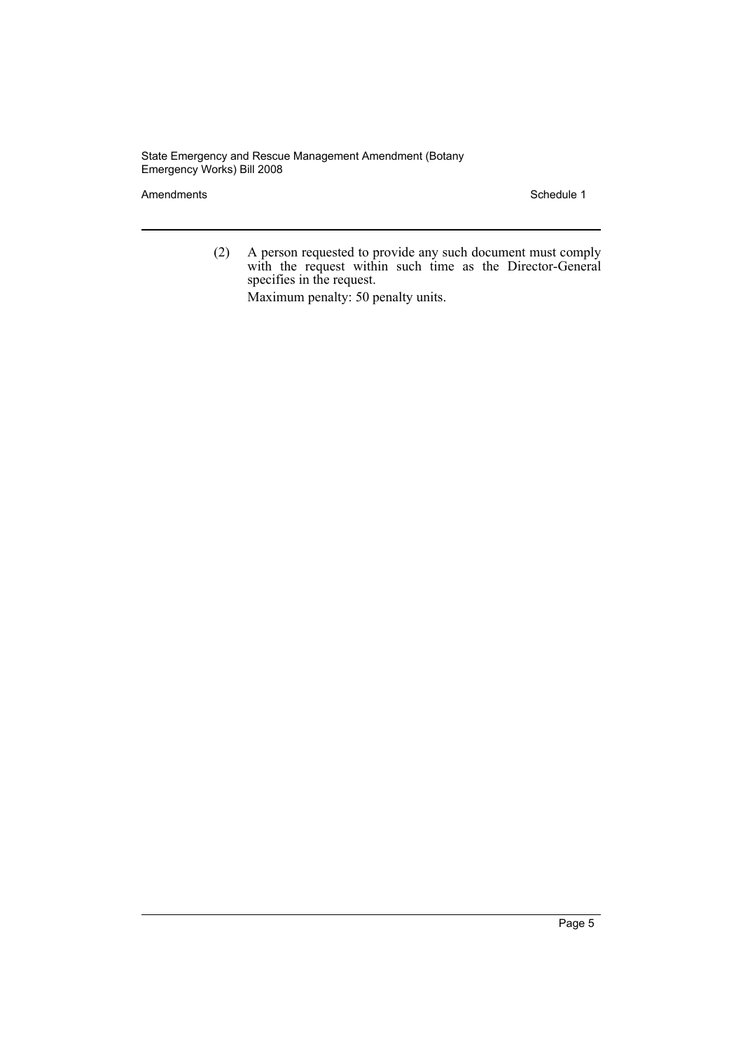(2) A person requested to provide any such document must comply with the request within such time as the Director-General specifies in the request.

Maximum penalty: 50 penalty units.